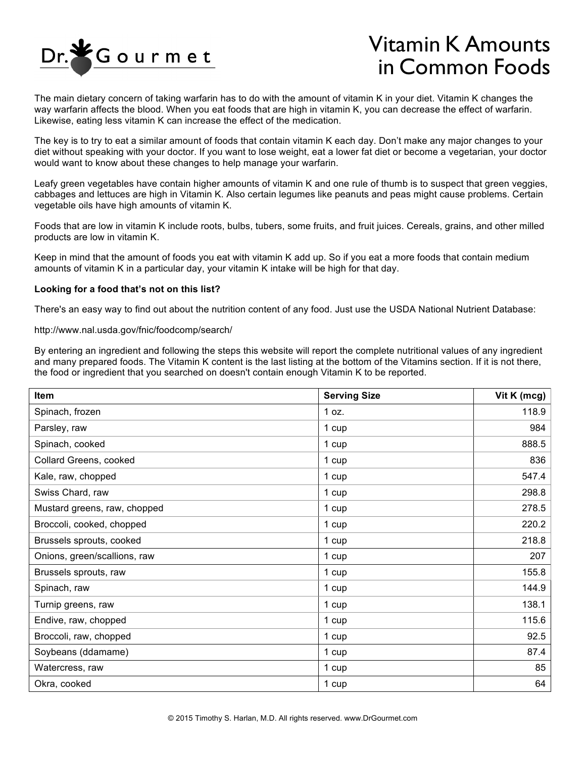Dr. Gourmet

# Vitamin K Amounts in Common Foods

The main dietary concern of taking warfarin has to do with the amount of vitamin K in your diet. Vitamin K changes the way warfarin affects the blood. When you eat foods that are high in vitamin K, you can decrease the effect of warfarin. Likewise, eating less vitamin K can increase the effect of the medication.

The key is to try to eat a similar amount of foods that contain vitamin K each day. Don't make any major changes to your diet without speaking with your doctor. If you want to lose weight, eat a lower fat diet or become a vegetarian, your doctor would want to know about these changes to help manage your warfarin.

Leafy green vegetables have contain higher amounts of vitamin K and one rule of thumb is to suspect that green veggies, cabbages and lettuces are high in Vitamin K. Also certain legumes like peanuts and peas might cause problems. Certain vegetable oils have high amounts of vitamin K.

Foods that are low in vitamin K include roots, bulbs, tubers, some fruits, and fruit juices. Cereals, grains, and other milled products are low in vitamin K.

Keep in mind that the amount of foods you eat with vitamin K add up. So if you eat a more foods that contain medium amounts of vitamin K in a particular day, your vitamin K intake will be high for that day.

**Looking for a food that's not on this list?**

There's an easy way to find out about the nutrition content of any food. Just use the USDA National Nutrient Database:

http://www.nal.usda.gov/fnic/foodcomp/search/

By entering an ingredient and following the steps this website will report the complete nutritional values of any ingredient and many prepared foods. The Vitamin K content is the last listing at the bottom of the Vitamins section. If it is not there, the food or ingredient that you searched on doesn't contain enough Vitamin K to be reported.

| Item | Serving Size | Vit K (mcg) |
|---|---|---:|
| Spinach, frozen | 1 oz. | 118.9 |
| Parsley, raw | 1 cup | 984 |
| Spinach, cooked | 1 cup | 888.5 |
| Collard Greens, cooked | 1 cup | 836 |
| Kale, raw, chopped | 1 cup | 547.4 |
| Swiss Chard, raw | 1 cup | 298.8 |
| Mustard greens, raw, chopped | 1 cup | 278.5 |
| Broccoli, cooked, chopped | 1 cup | 220.2 |
| Brussels sprouts, cooked | 1 cup | 218.8 |
| Onions, green/scallions, raw | 1 cup | 207 |
| Brussels sprouts, raw | 1 cup | 155.8 |
| Spinach, raw | 1 cup | 144.9 |
| Turnip greens, raw | 1 cup | 138.1 |
| Endive, raw, chopped | 1 cup | 115.6 |
| Broccoli, raw, chopped | 1 cup | 92.5 |
| Soybeans (ddamame) | 1 cup | 87.4 |
| Watercress, raw | 1 cup | 85 |
| Okra, cooked | 1 cup | 64 |

© 2015 Timothy S. Harlan, M.D. All rights reserved. www.DrGourmet.com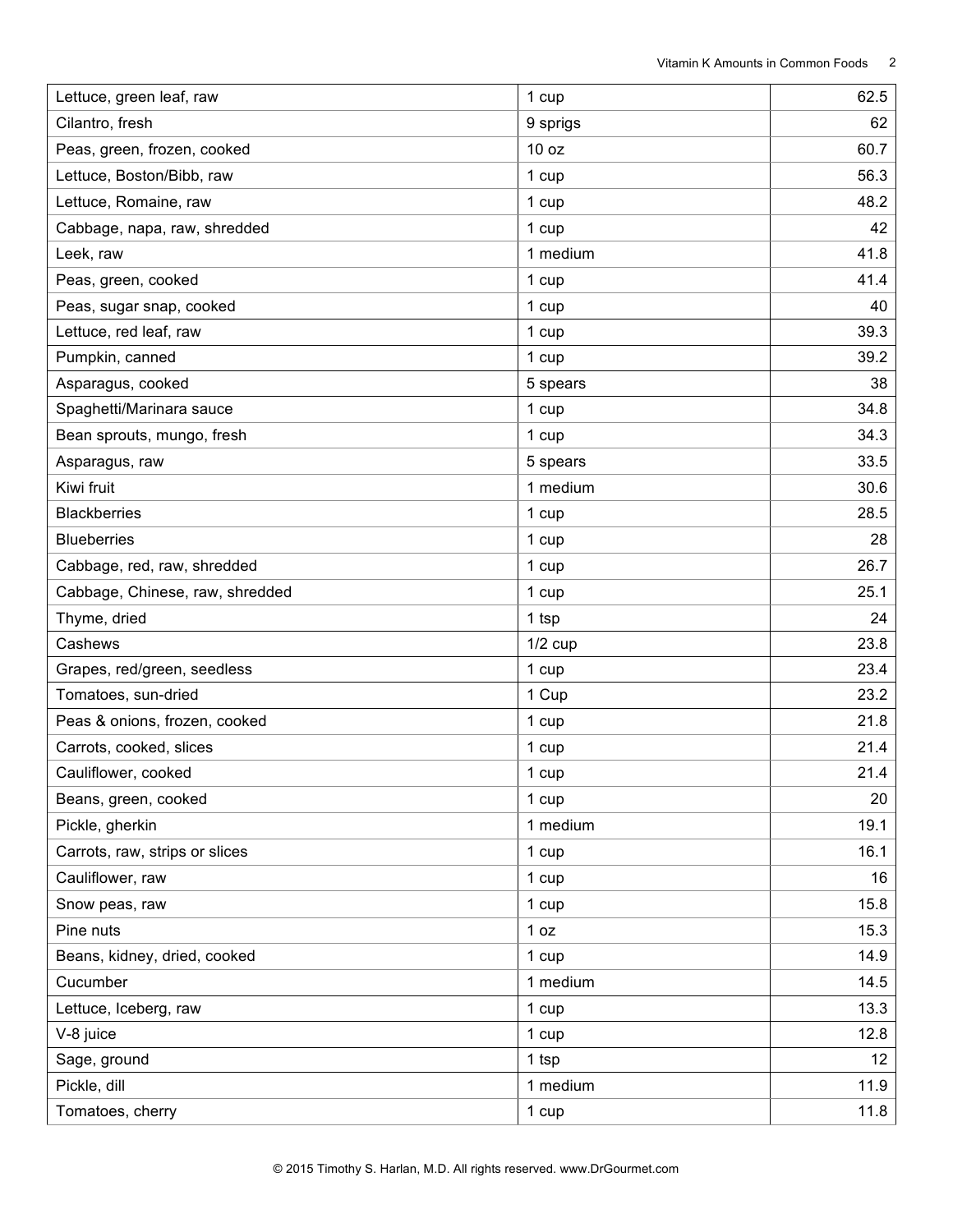| | | |
|---|---|---|
| Lettuce, green leaf, raw | 1 cup | 62.5 |
| Cilantro, fresh | 9 sprigs | 62 |
| Peas, green, frozen, cooked | 10 oz | 60.7 |
| Lettuce, Boston/Bibb, raw | 1 cup | 56.3 |
| Lettuce, Romaine, raw | 1 cup | 48.2 |
| Cabbage, napa, raw, shredded | 1 cup | 42 |
| Leek, raw | 1 medium | 41.8 |
| Peas, green, cooked | 1 cup | 41.4 |
| Peas, sugar snap, cooked | 1 cup | 40 |
| Lettuce, red leaf, raw | 1 cup | 39.3 |
| Pumpkin, canned | 1 cup | 39.2 |
| Asparagus, cooked | 5 spears | 38 |
| Spaghetti/Marinara sauce | 1 cup | 34.8 |
| Bean sprouts, mungo, fresh | 1 cup | 34.3 |
| Asparagus, raw | 5 spears | 33.5 |
| Kiwi fruit | 1 medium | 30.6 |
| Blackberries | 1 cup | 28.5 |
| Blueberries | 1 cup | 28 |
| Cabbage, red, raw, shredded | 1 cup | 26.7 |
| Cabbage, Chinese, raw, shredded | 1 cup | 25.1 |
| Thyme, dried | 1 tsp | 24 |
| Cashews | 1/2 cup | 23.8 |
| Grapes, red/green, seedless | 1 cup | 23.4 |
| Tomatoes, sun-dried | 1 Cup | 23.2 |
| Peas & onions, frozen, cooked | 1 cup | 21.8 |
| Carrots, cooked, slices | 1 cup | 21.4 |
| Cauliflower, cooked | 1 cup | 21.4 |
| Beans, green, cooked | 1 cup | 20 |
| Pickle, gherkin | 1 medium | 19.1 |
| Carrots, raw, strips or slices | 1 cup | 16.1 |
| Cauliflower, raw | 1 cup | 16 |
| Snow peas, raw | 1 cup | 15.8 |
| Pine nuts | 1 oz | 15.3 |
| Beans, kidney, dried, cooked | 1 cup | 14.9 |
| Cucumber | 1 medium | 14.5 |
| Lettuce, Iceberg, raw | 1 cup | 13.3 |
| V-8 juice | 1 cup | 12.8 |
| Sage, ground | 1 tsp | 12 |
| Pickle, dill | 1 medium | 11.9 |
| Tomatoes, cherry | 1 cup | 11.8 |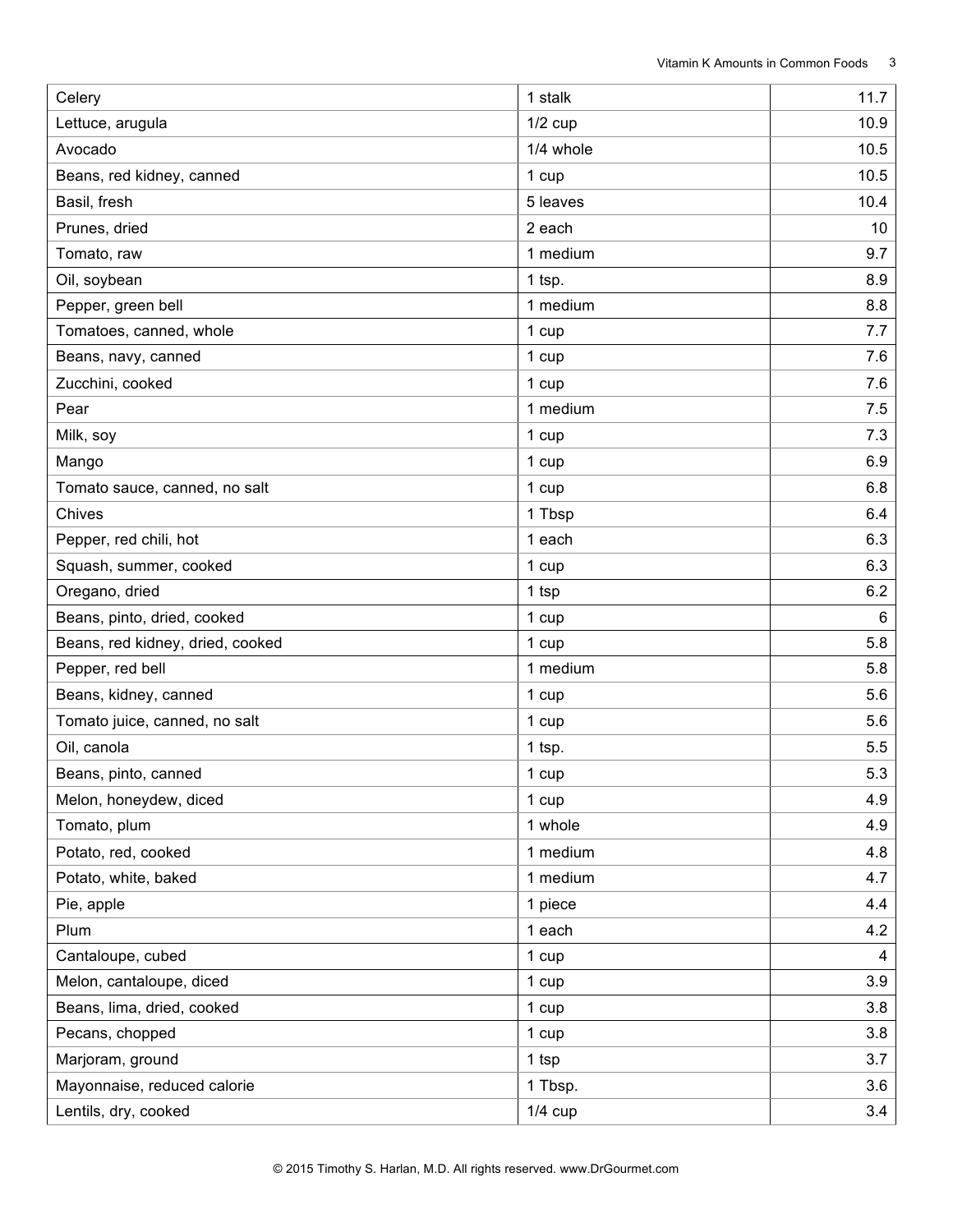| | | |
|---|---|---|
| Celery | 1 stalk | 11.7 |
| Lettuce, arugula | 1/2 cup | 10.9 |
| Avocado | 1/4 whole | 10.5 |
| Beans, red kidney, canned | 1 cup | 10.5 |
| Basil, fresh | 5 leaves | 10.4 |
| Prunes, dried | 2 each | 10 |
| Tomato, raw | 1 medium | 9.7 |
| Oil, soybean | 1 tsp. | 8.9 |
| Pepper, green bell | 1 medium | 8.8 |
| Tomatoes, canned, whole | 1 cup | 7.7 |
| Beans, navy, canned | 1 cup | 7.6 |
| Zucchini, cooked | 1 cup | 7.6 |
| Pear | 1 medium | 7.5 |
| Milk, soy | 1 cup | 7.3 |
| Mango | 1 cup | 6.9 |
| Tomato sauce, canned, no salt | 1 cup | 6.8 |
| Chives | 1 Tbsp | 6.4 |
| Pepper, red chili, hot | 1 each | 6.3 |
| Squash, summer, cooked | 1 cup | 6.3 |
| Oregano, dried | 1 tsp | 6.2 |
| Beans, pinto, dried, cooked | 1 cup | 6 |
| Beans, red kidney, dried, cooked | 1 cup | 5.8 |
| Pepper, red bell | 1 medium | 5.8 |
| Beans, kidney, canned | 1 cup | 5.6 |
| Tomato juice, canned, no salt | 1 cup | 5.6 |
| Oil, canola | 1 tsp. | 5.5 |
| Beans, pinto, canned | 1 cup | 5.3 |
| Melon, honeydew, diced | 1 cup | 4.9 |
| Tomato, plum | 1 whole | 4.9 |
| Potato, red, cooked | 1 medium | 4.8 |
| Potato, white, baked | 1 medium | 4.7 |
| Pie, apple | 1 piece | 4.4 |
| Plum | 1 each | 4.2 |
| Cantaloupe, cubed | 1 cup | 4 |
| Melon, cantaloupe, diced | 1 cup | 3.9 |
| Beans, lima, dried, cooked | 1 cup | 3.8 |
| Pecans, chopped | 1 cup | 3.8 |
| Marjoram, ground | 1 tsp | 3.7 |
| Mayonnaise, reduced calorie | 1 Tbsp. | 3.6 |
| Lentils, dry, cooked | 1/4 cup | 3.4 |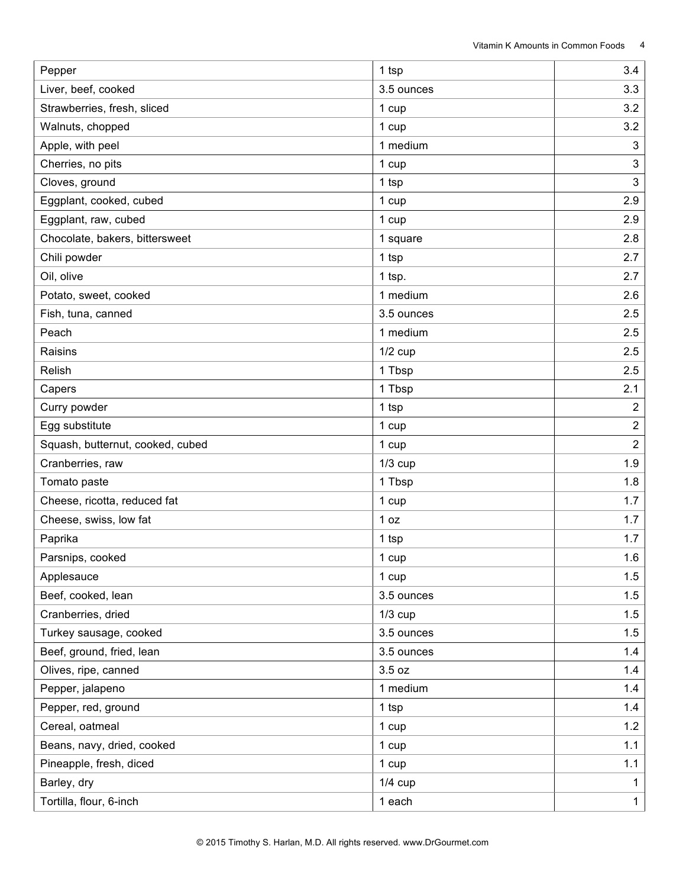| Pepper | 1 tsp | 3.4 |
|---|---|---|
| Liver, beef, cooked | 3.5 ounces | 3.3 |
| Strawberries, fresh, sliced | 1 cup | 3.2 |
| Walnuts, chopped | 1 cup | 3.2 |
| Apple, with peel | 1 medium | 3 |
| Cherries, no pits | 1 cup | 3 |
| Cloves, ground | 1 tsp | 3 |
| Eggplant, cooked, cubed | 1 cup | 2.9 |
| Eggplant, raw, cubed | 1 cup | 2.9 |
| Chocolate, bakers, bittersweet | 1 square | 2.8 |
| Chili powder | 1 tsp | 2.7 |
| Oil, olive | 1 tsp. | 2.7 |
| Potato, sweet, cooked | 1 medium | 2.6 |
| Fish, tuna, canned | 3.5 ounces | 2.5 |
| Peach | 1 medium | 2.5 |
| Raisins | 1/2 cup | 2.5 |
| Relish | 1 Tbsp | 2.5 |
| Capers | 1 Tbsp | 2.1 |
| Curry powder | 1 tsp | 2 |
| Egg substitute | 1 cup | 2 |
| Squash, butternut, cooked, cubed | 1 cup | 2 |
| Cranberries, raw | 1/3 cup | 1.9 |
| Tomato paste | 1 Tbsp | 1.8 |
| Cheese, ricotta, reduced fat | 1 cup | 1.7 |
| Cheese, swiss, low fat | 1 oz | 1.7 |
| Paprika | 1 tsp | 1.7 |
| Parsnips, cooked | 1 cup | 1.6 |
| Applesauce | 1 cup | 1.5 |
| Beef, cooked, lean | 3.5 ounces | 1.5 |
| Cranberries, dried | 1/3 cup | 1.5 |
| Turkey sausage, cooked | 3.5 ounces | 1.5 |
| Beef, ground, fried, lean | 3.5 ounces | 1.4 |
| Olives, ripe, canned | 3.5 oz | 1.4 |
| Pepper, jalapeno | 1 medium | 1.4 |
| Pepper, red, ground | 1 tsp | 1.4 |
| Cereal, oatmeal | 1 cup | 1.2 |
| Beans, navy, dried, cooked | 1 cup | 1.1 |
| Pineapple, fresh, diced | 1 cup | 1.1 |
| Barley, dry | 1/4 cup | 1 |
| Tortilla, flour, 6-inch | 1 each | 1 |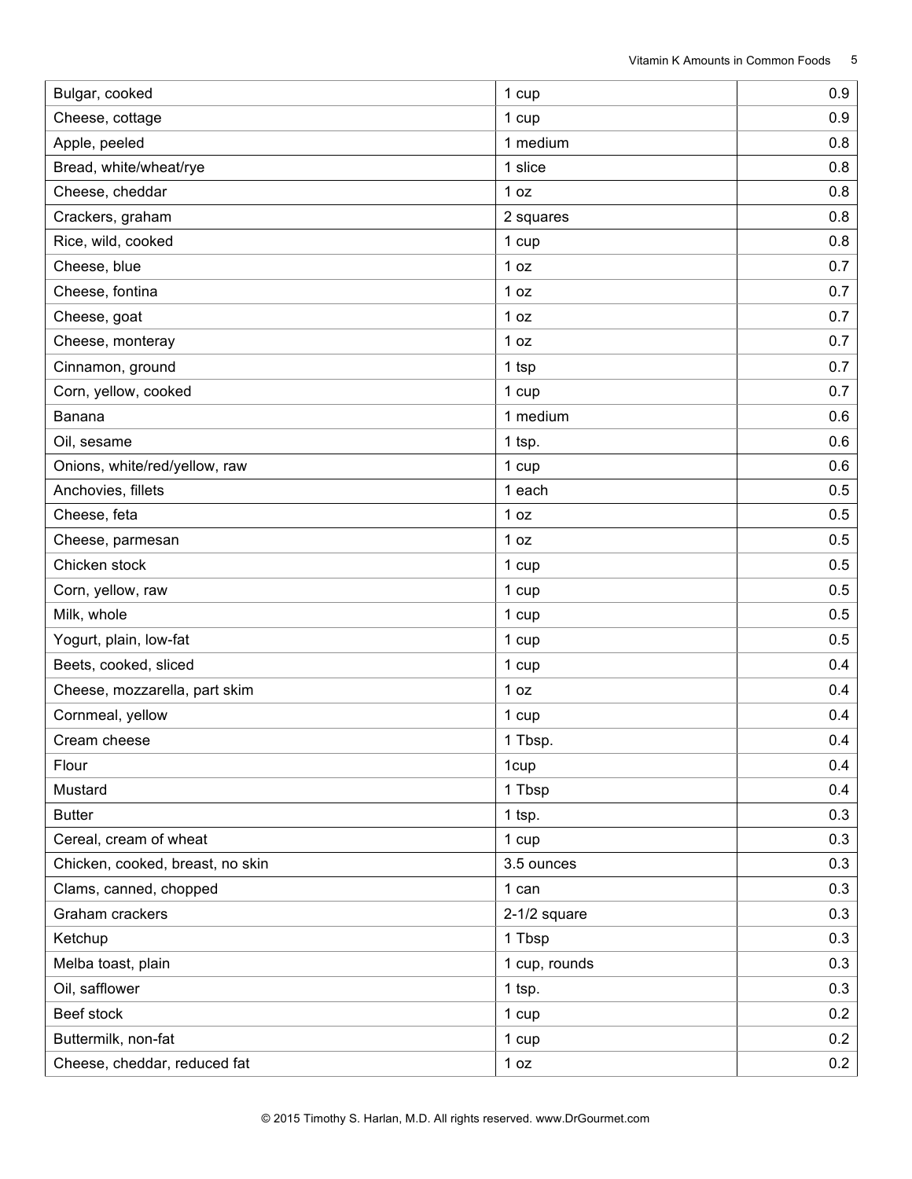| | | |
|---|---|---|
| Bulgar, cooked | 1 cup | 0.9 |
| Cheese, cottage | 1 cup | 0.9 |
| Apple, peeled | 1 medium | 0.8 |
| Bread, white/wheat/rye | 1 slice | 0.8 |
| Cheese, cheddar | 1 oz | 0.8 |
| Crackers, graham | 2 squares | 0.8 |
| Rice, wild, cooked | 1 cup | 0.8 |
| Cheese, blue | 1 oz | 0.7 |
| Cheese, fontina | 1 oz | 0.7 |
| Cheese, goat | 1 oz | 0.7 |
| Cheese, monteray | 1 oz | 0.7 |
| Cinnamon, ground | 1 tsp | 0.7 |
| Corn, yellow, cooked | 1 cup | 0.7 |
| Banana | 1 medium | 0.6 |
| Oil, sesame | 1 tsp. | 0.6 |
| Onions, white/red/yellow, raw | 1 cup | 0.6 |
| Anchovies, fillets | 1 each | 0.5 |
| Cheese, feta | 1 oz | 0.5 |
| Cheese, parmesan | 1 oz | 0.5 |
| Chicken stock | 1 cup | 0.5 |
| Corn, yellow, raw | 1 cup | 0.5 |
| Milk, whole | 1 cup | 0.5 |
| Yogurt, plain, low-fat | 1 cup | 0.5 |
| Beets, cooked, sliced | 1 cup | 0.4 |
| Cheese, mozzarella, part skim | 1 oz | 0.4 |
| Cornmeal, yellow | 1 cup | 0.4 |
| Cream cheese | 1 Tbsp. | 0.4 |
| Flour | 1cup | 0.4 |
| Mustard | 1 Tbsp | 0.4 |
| Butter | 1 tsp. | 0.3 |
| Cereal, cream of wheat | 1 cup | 0.3 |
| Chicken, cooked, breast, no skin | 3.5 ounces | 0.3 |
| Clams, canned, chopped | 1 can | 0.3 |
| Graham crackers | 2-1/2 square | 0.3 |
| Ketchup | 1 Tbsp | 0.3 |
| Melba toast, plain | 1 cup, rounds | 0.3 |
| Oil, safflower | 1 tsp. | 0.3 |
| Beef stock | 1 cup | 0.2 |
| Buttermilk, non-fat | 1 cup | 0.2 |
| Cheese, cheddar, reduced fat | 1 oz | 0.2 |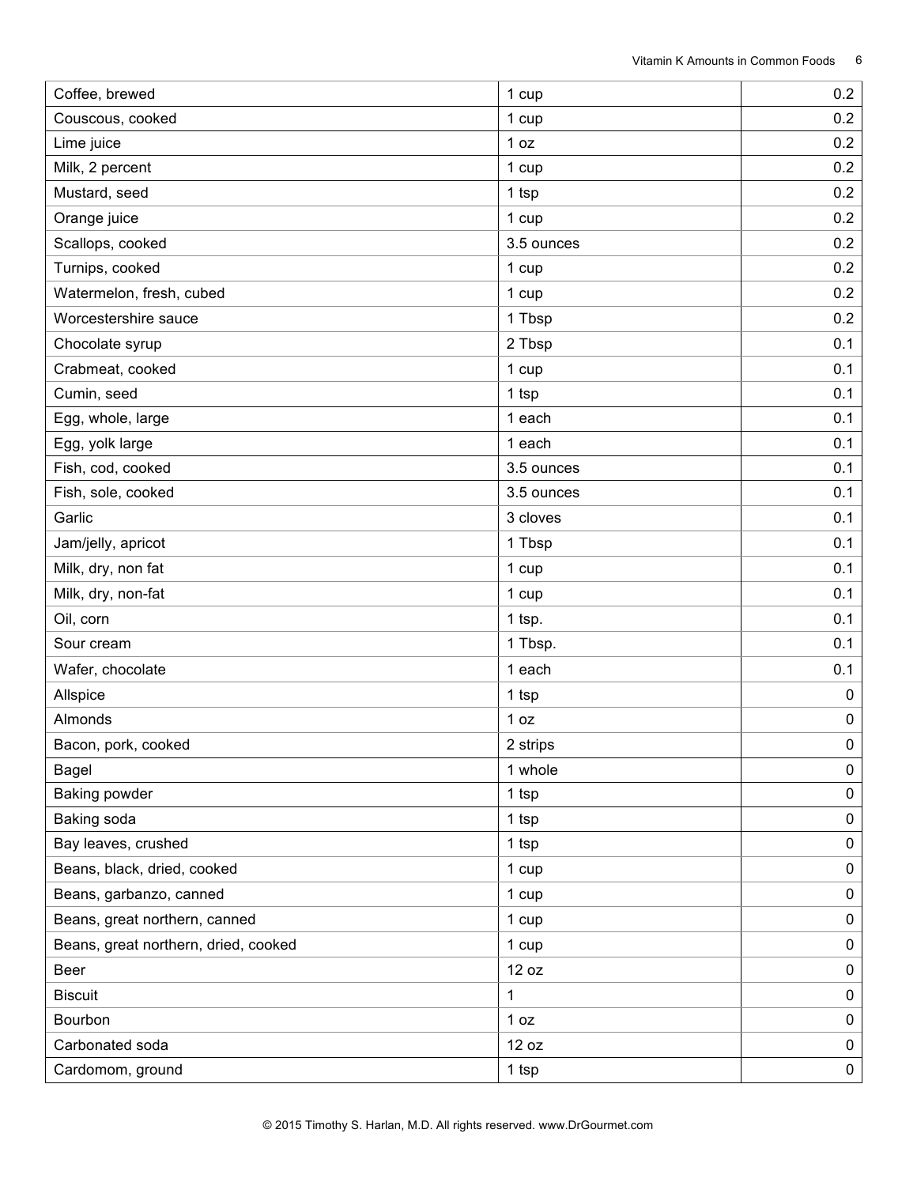| | | |
|---|---|---|
| Coffee, brewed | 1 cup | 0.2 |
| Couscous, cooked | 1 cup | 0.2 |
| Lime juice | 1 oz | 0.2 |
| Milk, 2 percent | 1 cup | 0.2 |
| Mustard, seed | 1 tsp | 0.2 |
| Orange juice | 1 cup | 0.2 |
| Scallops, cooked | 3.5 ounces | 0.2 |
| Turnips, cooked | 1 cup | 0.2 |
| Watermelon, fresh, cubed | 1 cup | 0.2 |
| Worcestershire sauce | 1 Tbsp | 0.2 |
| Chocolate syrup | 2 Tbsp | 0.1 |
| Crabmeat, cooked | 1 cup | 0.1 |
| Cumin, seed | 1 tsp | 0.1 |
| Egg, whole, large | 1 each | 0.1 |
| Egg, yolk large | 1 each | 0.1 |
| Fish, cod, cooked | 3.5 ounces | 0.1 |
| Fish, sole, cooked | 3.5 ounces | 0.1 |
| Garlic | 3 cloves | 0.1 |
| Jam/jelly, apricot | 1 Tbsp | 0.1 |
| Milk, dry, non fat | 1 cup | 0.1 |
| Milk, dry, non-fat | 1 cup | 0.1 |
| Oil, corn | 1 tsp. | 0.1 |
| Sour cream | 1 Tbsp. | 0.1 |
| Wafer, chocolate | 1 each | 0.1 |
| Allspice | 1 tsp | 0 |
| Almonds | 1 oz | 0 |
| Bacon, pork, cooked | 2 strips | 0 |
| Bagel | 1 whole | 0 |
| Baking powder | 1 tsp | 0 |
| Baking soda | 1 tsp | 0 |
| Bay leaves, crushed | 1 tsp | 0 |
| Beans, black, dried, cooked | 1 cup | 0 |
| Beans, garbanzo, canned | 1 cup | 0 |
| Beans, great northern, canned | 1 cup | 0 |
| Beans, great northern, dried, cooked | 1 cup | 0 |
| Beer | 12 oz | 0 |
| Biscuit | 1 | 0 |
| Bourbon | 1 oz | 0 |
| Carbonated soda | 12 oz | 0 |
| Cardomom, ground | 1 tsp | 0 |

© 2015 Timothy S. Harlan, M.D. All rights reserved. www.DrGourmet.com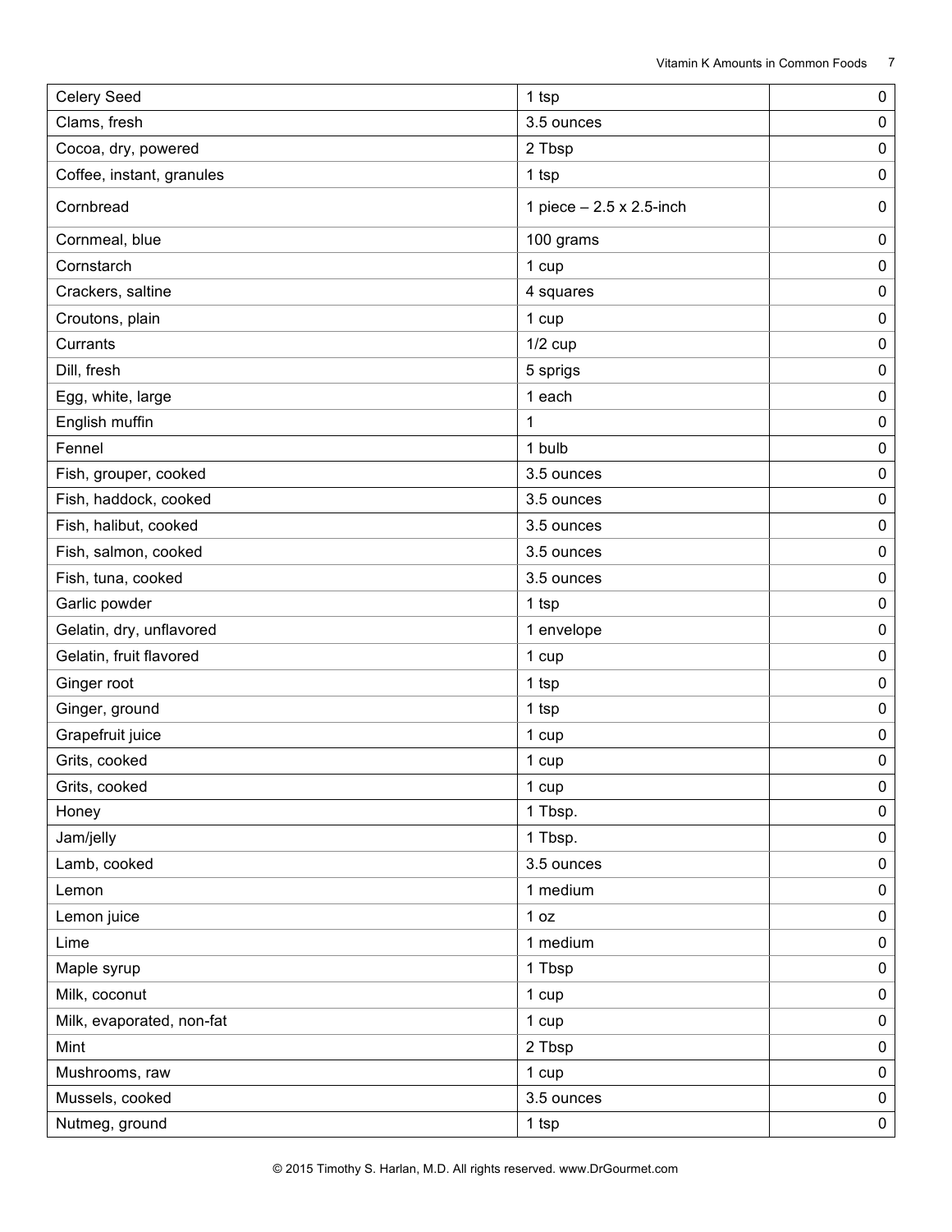| | | |
|---|---|---|
| Celery Seed | 1 tsp | 0 |
| Clams, fresh | 3.5 ounces | 0 |
| Cocoa, dry, powered | 2 Tbsp | 0 |
| Coffee, instant, granules | 1 tsp | 0 |
| Cornbread | 1 piece – 2.5 x 2.5-inch | 0 |
| Cornmeal, blue | 100 grams | 0 |
| Cornstarch | 1 cup | 0 |
| Crackers, saltine | 4 squares | 0 |
| Croutons, plain | 1 cup | 0 |
| Currants | 1/2 cup | 0 |
| Dill, fresh | 5 sprigs | 0 |
| Egg, white, large | 1 each | 0 |
| English muffin | 1 | 0 |
| Fennel | 1 bulb | 0 |
| Fish, grouper, cooked | 3.5 ounces | 0 |
| Fish, haddock, cooked | 3.5 ounces | 0 |
| Fish, halibut, cooked | 3.5 ounces | 0 |
| Fish, salmon, cooked | 3.5 ounces | 0 |
| Fish, tuna, cooked | 3.5 ounces | 0 |
| Garlic powder | 1 tsp | 0 |
| Gelatin, dry, unflavored | 1 envelope | 0 |
| Gelatin, fruit flavored | 1 cup | 0 |
| Ginger root | 1 tsp | 0 |
| Ginger, ground | 1 tsp | 0 |
| Grapefruit juice | 1 cup | 0 |
| Grits, cooked | 1 cup | 0 |
| Grits, cooked | 1 cup | 0 |
| Honey | 1 Tbsp. | 0 |
| Jam/jelly | 1 Tbsp. | 0 |
| Lamb, cooked | 3.5 ounces | 0 |
| Lemon | 1 medium | 0 |
| Lemon juice | 1 oz | 0 |
| Lime | 1 medium | 0 |
| Maple syrup | 1 Tbsp | 0 |
| Milk, coconut | 1 cup | 0 |
| Milk, evaporated, non-fat | 1 cup | 0 |
| Mint | 2 Tbsp | 0 |
| Mushrooms, raw | 1 cup | 0 |
| Mussels, cooked | 3.5 ounces | 0 |
| Nutmeg, ground | 1 tsp | 0 |

© 2015 Timothy S. Harlan, M.D. All rights reserved. www.DrGourmet.com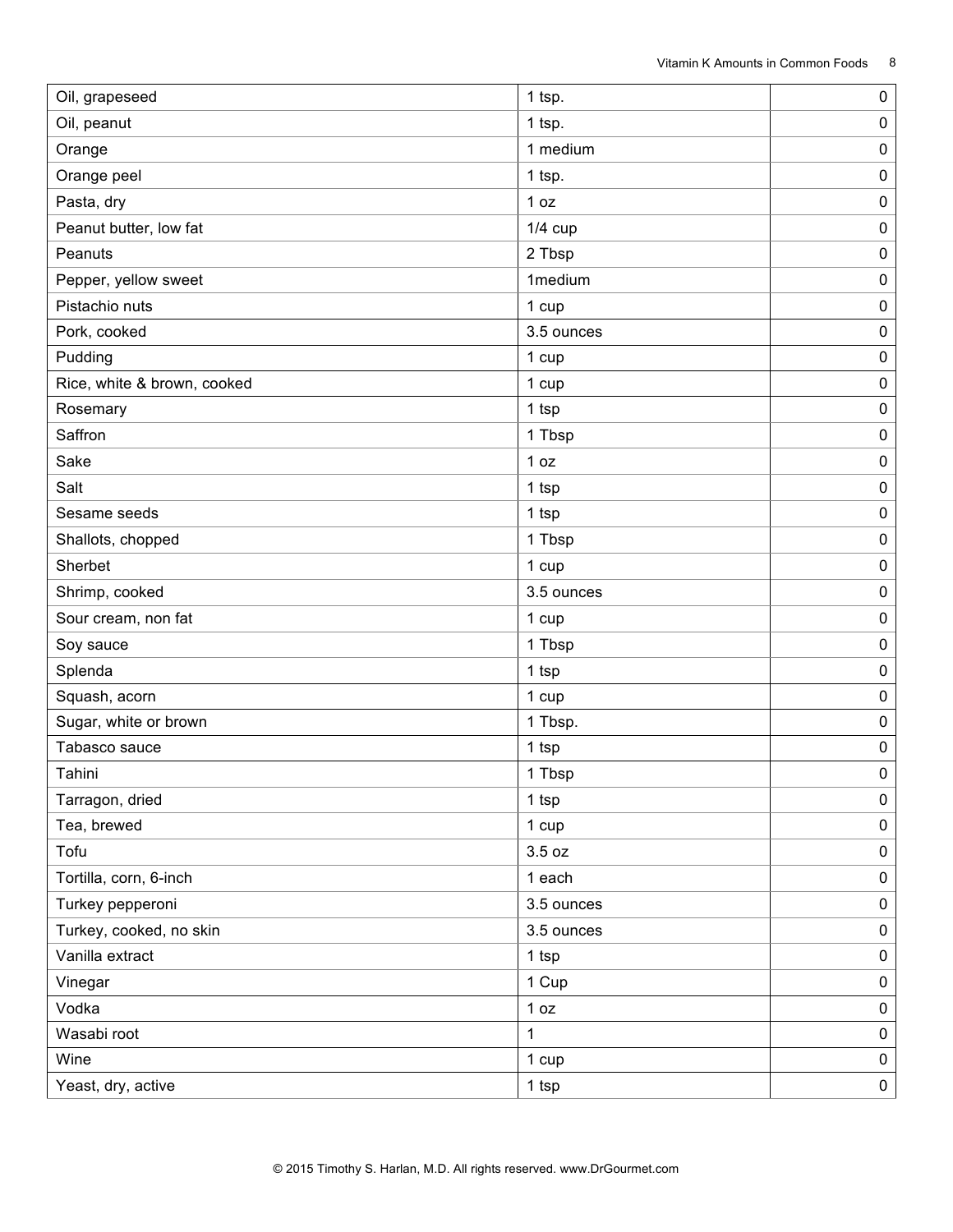| | | |
|---|---|---|
| Oil, grapeseed | 1 tsp. | 0 |
| Oil, peanut | 1 tsp. | 0 |
| Orange | 1 medium | 0 |
| Orange peel | 1 tsp. | 0 |
| Pasta, dry | 1 oz | 0 |
| Peanut butter, low fat | 1/4 cup | 0 |
| Peanuts | 2 Tbsp | 0 |
| Pepper, yellow sweet | 1medium | 0 |
| Pistachio nuts | 1 cup | 0 |
| Pork, cooked | 3.5 ounces | 0 |
| Pudding | 1 cup | 0 |
| Rice, white & brown, cooked | 1 cup | 0 |
| Rosemary | 1 tsp | 0 |
| Saffron | 1 Tbsp | 0 |
| Sake | 1 oz | 0 |
| Salt | 1 tsp | 0 |
| Sesame seeds | 1 tsp | 0 |
| Shallots, chopped | 1 Tbsp | 0 |
| Sherbet | 1 cup | 0 |
| Shrimp, cooked | 3.5 ounces | 0 |
| Sour cream, non fat | 1 cup | 0 |
| Soy sauce | 1 Tbsp | 0 |
| Splenda | 1 tsp | 0 |
| Squash, acorn | 1 cup | 0 |
| Sugar, white or brown | 1 Tbsp. | 0 |
| Tabasco sauce | 1 tsp | 0 |
| Tahini | 1 Tbsp | 0 |
| Tarragon, dried | 1 tsp | 0 |
| Tea, brewed | 1 cup | 0 |
| Tofu | 3.5 oz | 0 |
| Tortilla, corn, 6-inch | 1 each | 0 |
| Turkey pepperoni | 3.5 ounces | 0 |
| Turkey, cooked, no skin | 3.5 ounces | 0 |
| Vanilla extract | 1 tsp | 0 |
| Vinegar | 1 Cup | 0 |
| Vodka | 1 oz | 0 |
| Wasabi root | 1 | 0 |
| Wine | 1 cup | 0 |
| Yeast, dry, active | 1 tsp | 0 |

© 2015 Timothy S. Harlan, M.D. All rights reserved. www.DrGourmet.com